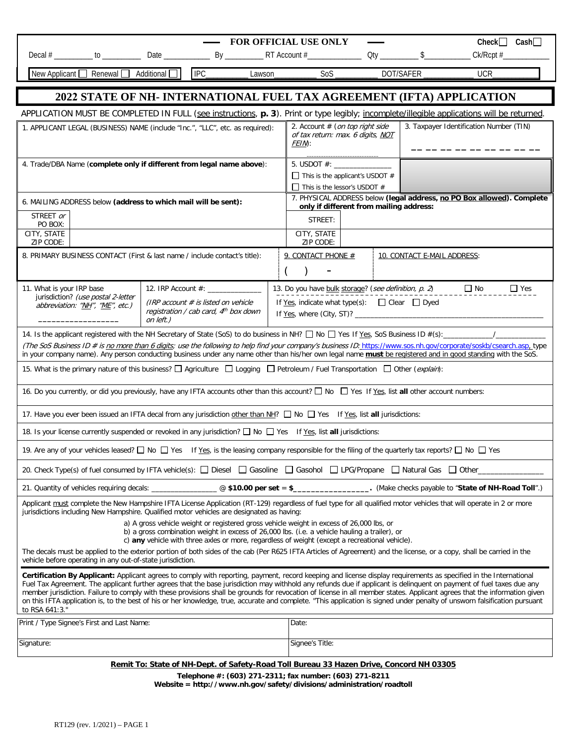**— FOR OFFICIAL USE ONLY —** Check ☐ Cash ☐

Decal # _________ to _________ Date ___________ By _________ RT Account #_____________ Qty _________ $___________ Ck/Rcpt #___________

New Applicant ☐ Renewal ☐ Additional ☐ | IPC_________ Lawson_________ SoS _________ DOT/SAFER ___________ UCR___________

# 2022 STATE OF NH- INTERNATIONAL FUEL TAX AGREEMENT (IFTA) APPLICATION

APPLICATION MUST BE COMPLETED IN FULL (see instructions, **p. 3**). Print or type legibly; incomplete/illegible applications will be returned.

| | | |
|---|---|---|
| 1. APPLICANT LEGAL (BUSINESS) NAME (include "Inc.", "LLC", etc. as required): | 2. Account # (*on top right side of tax return: max. 6 digits, NOT FEIN*): ______________ | 3. Taxpayer Identification Number (TIN) __ __ __ __ __ __ __ __ __ |
| 4. Trade/DBA Name (**complete only if different from legal name above**): | 5. USDOT #: ______________ ☐ This is the applicant's USDOT # ☐ This is the lessor's USDOT # | |

| 6. MAILING ADDRESS below **(address to which mail will be sent):** | 7. PHYSICAL ADDRESS below **(legal address, no PO Box allowed). Complete only if different from mailing address:** |
|---|---|
| STREET *or* PO BOX: | STREET: |
| CITY, STATE ZIP CODE: | CITY, STATE ZIP CODE: |

| 8. PRIMARY BUSINESS CONTACT (First & last name / include contact's title): | 9. CONTACT PHONE # ( ) - | 10. CONTACT E-MAIL ADDRESS: |
|---|---|---|

| 11. What is your IRP base jurisdiction? *(use postal 2-letter abbreviation: "NH", "ME", etc.)* ________________ | 12. IRP Account #: ____________ *(IRP account # is listed on vehicle registration / cab card, 4th box down on left.)* | 13. Do you have bulk storage? (*see definition, p. 2*) ☐ No ☐ Yes If Yes, indicate what type(s): ☐ Clear ☐ Dyed If Yes, where (City, ST)? ____________________ |
|---|---|---|

14. Is the applicant registered with the NH Secretary of State (SoS) to do business in NH? ☐ No ☐ Yes If Yes, SoS Business ID #(s):____________/____________

*(The SoS Business ID # is no more than 6 digits; use the following to help find your company's business ID:* https://www.sos.nh.gov/corporate/soskb/csearch.asp, *type* in your company name). Any person conducting business under any name other than his/her own legal name **must** be registered and in good standing with the SoS.

15. What is the primary nature of this business? ☐ Agriculture ☐ Logging ☐ Petroleum / Fuel Transportation ☐ Other (*explain*):

16. Do you currently, or did you previously, have any IFTA accounts other than this account? ☐ No ☐ Yes If Yes, list **all** other account numbers:

17. Have you ever been issued an IFTA decal from any jurisdiction other than NH? ☐ No ☐ Yes If Yes, list **all** jurisdictions:

18. Is your license currently suspended or revoked in any jurisdiction? ☐ No ☐ Yes If Yes, list **all** jurisdictions:

19. Are any of your vehicles leased? ☐ No ☐ Yes If Yes, is the leasing company responsible for the filing of the quarterly tax reports? ☐ No ☐ Yes

20. Check Type(s) of fuel consumed by IFTA vehicle(s): ☐ Diesel ☐ Gasoline ☐ Gasohol ☐ LPG/Propane ☐ Natural Gas ☐ Other_______________

21. Quantity of vehicles requiring decals: _______________ @ **$10.00 per set** = **$_________________.** (Make checks payable to "**State of NH-Road Toll**".)

Applicant must complete the New Hampshire IFTA License Application (RT-129) regardless of fuel type for all qualified motor vehicles that will operate in 2 or more jurisdictions including New Hampshire. Qualified motor vehicles are designated as having:

a) A gross vehicle weight or registered gross vehicle weight in excess of 26,000 lbs, or
b) a gross combination weight in excess of 26,000 lbs. (i.e. a vehicle hauling a trailer), or
c) **any** vehicle with three axles or more, regardless of weight (except a recreational vehicle).

The decals must be applied to the exterior portion of both sides of the cab (Per R625 IFTA Articles of Agreement) and the license, or a copy, shall be carried in the vehicle before operating in any out-of-state jurisdiction.

**Certification By Applicant:** Applicant agrees to comply with reporting, payment, record keeping and license display requirements as specified in the International Fuel Tax Agreement. The applicant further agrees that the base jurisdiction may withhold any refunds due if applicant is delinquent on payment of fuel taxes due any member jurisdiction. Failure to comply with these provisions shall be grounds for revocation of license in all member states. Applicant agrees that the information given on this IFTA application is, to the best of his or her knowledge, true, accurate and complete. "This application is signed under penalty of unsworn falsification pursuant to RSA 641:3."

| | |
|---|---|
| Print / Type Signee's First and Last Name: | Date: |
| Signature: | Signee's Title: |

**Remit To: State of NH-Dept. of Safety-Road Toll Bureau 33 Hazen Drive, Concord NH 03305**

**Telephone #: (603) 271-2311; fax number: (603) 271-8211**
**Website = http://www.nh.gov/safety/divisions/administration/roadtoll**

RT129 (rev. 1/2021) – PAGE 1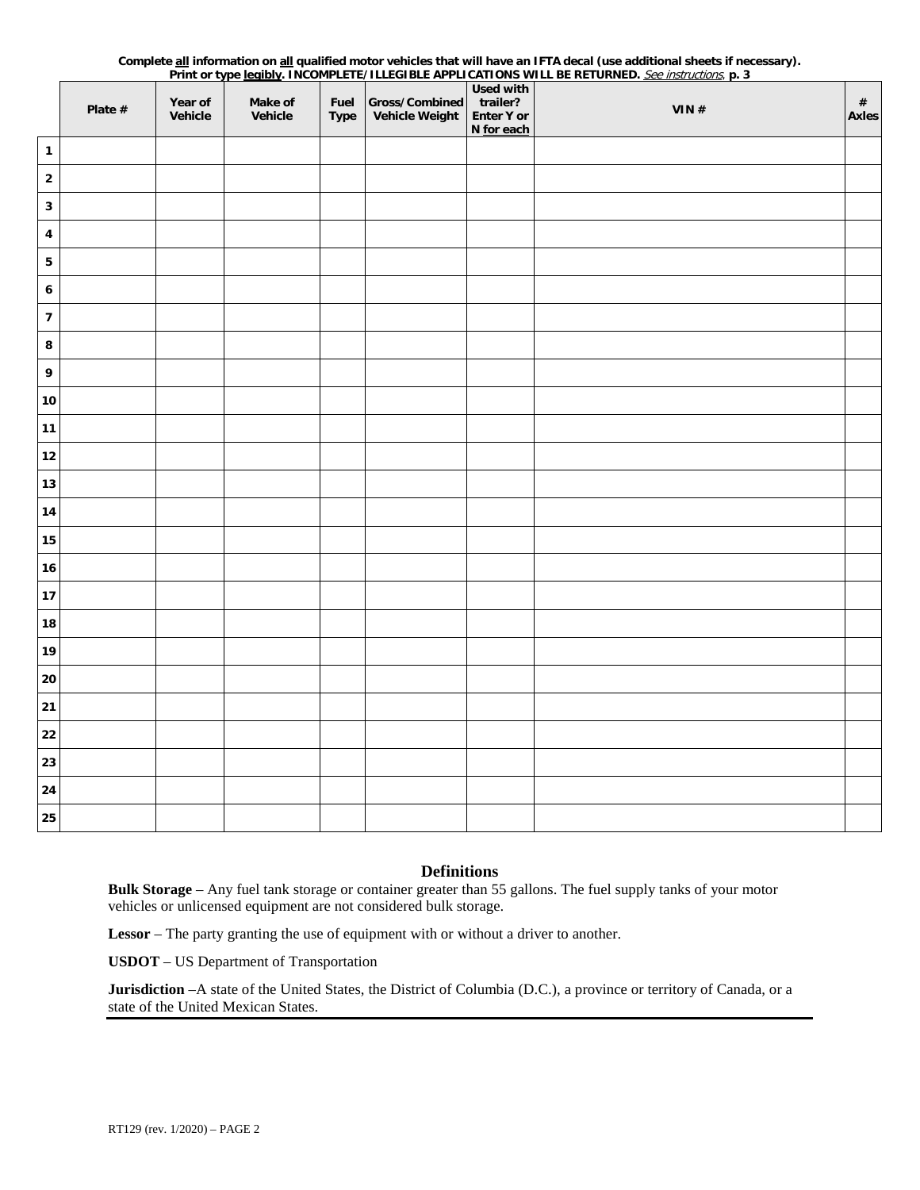**Complete all information on all qualified motor vehicles that will have an IFTA decal (use additional sheets if necessary). Print or type legibly. INCOMPLETE/ILLEGIBLE APPLICATIONS WILL BE RETURNED.** *See instructions,* **p. 3**

| | Plate # | Year of Vehicle | Make of Vehicle | Fuel Type | Gross/Combined Vehicle Weight | Used with trailer? Enter Y or N for each | VIN # | # Axles |
|---|---|---|---|---|---|---|---|---|
| 1 | | | | | | | | |
| 2 | | | | | | | | |
| 3 | | | | | | | | |
| 4 | | | | | | | | |
| 5 | | | | | | | | |
| 6 | | | | | | | | |
| 7 | | | | | | | | |
| 8 | | | | | | | | |
| 9 | | | | | | | | |
| 10 | | | | | | | | |
| 11 | | | | | | | | |
| 12 | | | | | | | | |
| 13 | | | | | | | | |
| 14 | | | | | | | | |
| 15 | | | | | | | | |
| 16 | | | | | | | | |
| 17 | | | | | | | | |
| 18 | | | | | | | | |
| 19 | | | | | | | | |
| 20 | | | | | | | | |
| 21 | | | | | | | | |
| 22 | | | | | | | | |
| 23 | | | | | | | | |
| 24 | | | | | | | | |
| 25 | | | | | | | | |

## Definitions

**Bulk Storage** – Any fuel tank storage or container greater than 55 gallons. The fuel supply tanks of your motor vehicles or unlicensed equipment are not considered bulk storage.

**Lessor** – The party granting the use of equipment with or without a driver to another.

**USDOT** – US Department of Transportation

**Jurisdiction** –A state of the United States, the District of Columbia (D.C.), a province or territory of Canada, or a state of the United Mexican States.

RT129 (rev. 1/2020) – PAGE 2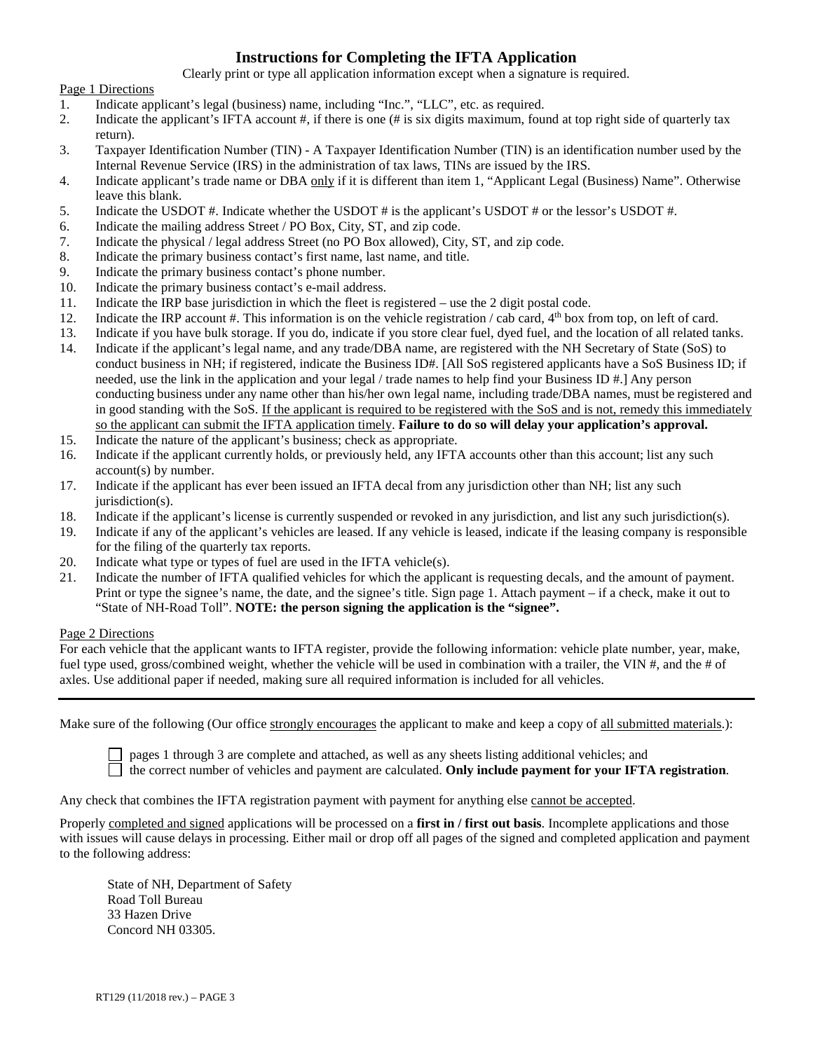# Instructions for Completing the IFTA Application

Clearly print or type all application information except when a signature is required.

Page 1 Directions

1. Indicate applicant's legal (business) name, including "Inc.", "LLC", etc. as required.
2. Indicate the applicant's IFTA account #, if there is one (# is six digits maximum, found at top right side of quarterly tax return).
3. Taxpayer Identification Number (TIN) - A Taxpayer Identification Number (TIN) is an identification number used by the Internal Revenue Service (IRS) in the administration of tax laws, TINs are issued by the IRS.
4. Indicate applicant's trade name or DBA only if it is different than item 1, "Applicant Legal (Business) Name". Otherwise leave this blank.
5. Indicate the USDOT #. Indicate whether the USDOT # is the applicant's USDOT # or the lessor's USDOT #.
6. Indicate the mailing address Street / PO Box, City, ST, and zip code.
7. Indicate the physical / legal address Street (no PO Box allowed), City, ST, and zip code.
8. Indicate the primary business contact's first name, last name, and title.
9. Indicate the primary business contact's phone number.
10. Indicate the primary business contact's e-mail address.
11. Indicate the IRP base jurisdiction in which the fleet is registered – use the 2 digit postal code.
12. Indicate the IRP account #. This information is on the vehicle registration / cab card, 4th box from top, on left of card.
13. Indicate if you have bulk storage. If you do, indicate if you store clear fuel, dyed fuel, and the location of all related tanks.
14. Indicate if the applicant's legal name, and any trade/DBA name, are registered with the NH Secretary of State (SoS) to conduct business in NH; if registered, indicate the Business ID#. [All SoS registered applicants have a SoS Business ID; if needed, use the link in the application and your legal / trade names to help find your Business ID #.] Any person conducting business under any name other than his/her own legal name, including trade/DBA names, must be registered and in good standing with the SoS. If the applicant is required to be registered with the SoS and is not, remedy this immediately so the applicant can submit the IFTA application timely. **Failure to do so will delay your application's approval.**
15. Indicate the nature of the applicant's business; check as appropriate.
16. Indicate if the applicant currently holds, or previously held, any IFTA accounts other than this account; list any such account(s) by number.
17. Indicate if the applicant has ever been issued an IFTA decal from any jurisdiction other than NH; list any such jurisdiction(s).
18. Indicate if the applicant's license is currently suspended or revoked in any jurisdiction, and list any such jurisdiction(s).
19. Indicate if any of the applicant's vehicles are leased. If any vehicle is leased, indicate if the leasing company is responsible for the filing of the quarterly tax reports.
20. Indicate what type or types of fuel are used in the IFTA vehicle(s).
21. Indicate the number of IFTA qualified vehicles for which the applicant is requesting decals, and the amount of payment. Print or type the signee's name, the date, and the signee's title. Sign page 1. Attach payment – if a check, make it out to "State of NH-Road Toll". **NOTE: the person signing the application is the "signee".**

Page 2 Directions

For each vehicle that the applicant wants to IFTA register, provide the following information: vehicle plate number, year, make, fuel type used, gross/combined weight, whether the vehicle will be used in combination with a trailer, the VIN #, and the # of axles. Use additional paper if needed, making sure all required information is included for all vehicles.

---

Make sure of the following (Our office strongly encourages the applicant to make and keep a copy of all submitted materials.):

- ☐ pages 1 through 3 are complete and attached, as well as any sheets listing additional vehicles; and
- ☐ the correct number of vehicles and payment are calculated. **Only include payment for your IFTA registration**.

Any check that combines the IFTA registration payment with payment for anything else cannot be accepted.

Properly completed and signed applications will be processed on a **first in / first out basis**. Incomplete applications and those with issues will cause delays in processing. Either mail or drop off all pages of the signed and completed application and payment to the following address:

State of NH, Department of Safety
Road Toll Bureau
33 Hazen Drive
Concord NH 03305.

RT129 (11/2018 rev.) – PAGE 3